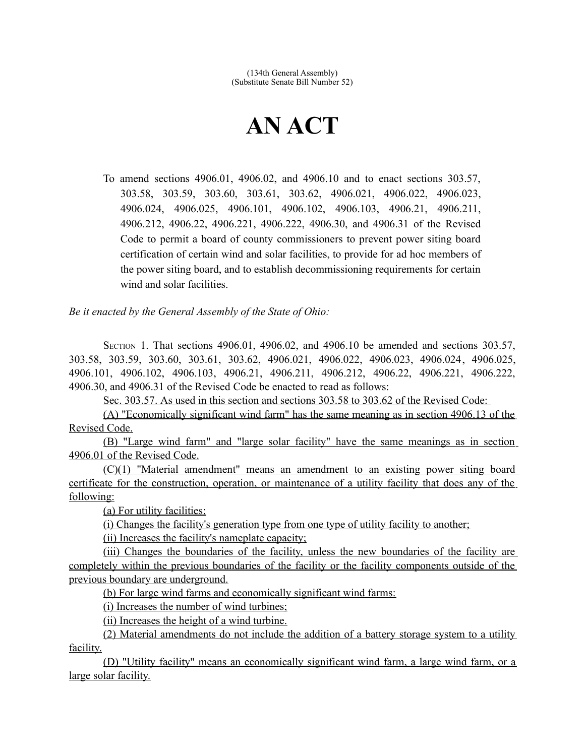(134th General Assembly)
(Substitute Senate Bill Number 52)

# AN ACT

To amend sections 4906.01, 4906.02, and 4906.10 and to enact sections 303.57, 303.58, 303.59, 303.60, 303.61, 303.62, 4906.021, 4906.022, 4906.023, 4906.024, 4906.025, 4906.101, 4906.102, 4906.103, 4906.21, 4906.211, 4906.212, 4906.22, 4906.221, 4906.222, 4906.30, and 4906.31 of the Revised Code to permit a board of county commissioners to prevent power siting board certification of certain wind and solar facilities, to provide for ad hoc members of the power siting board, and to establish decommissioning requirements for certain wind and solar facilities.

*Be it enacted by the General Assembly of the State of Ohio:*

SECTION 1. That sections 4906.01, 4906.02, and 4906.10 be amended and sections 303.57, 303.58, 303.59, 303.60, 303.61, 303.62, 4906.021, 4906.022, 4906.023, 4906.024, 4906.025, 4906.101, 4906.102, 4906.103, 4906.21, 4906.211, 4906.212, 4906.22, 4906.221, 4906.222, 4906.30, and 4906.31 of the Revised Code be enacted to read as follows:

Sec. 303.57. As used in this section and sections 303.58 to 303.62 of the Revised Code:

(A) "Economically significant wind farm" has the same meaning as in section 4906.13 of the Revised Code.

(B) "Large wind farm" and "large solar facility" have the same meanings as in section 4906.01 of the Revised Code.

(C)(1) "Material amendment" means an amendment to an existing power siting board certificate for the construction, operation, or maintenance of a utility facility that does any of the following:

(a) For utility facilities:

(i) Changes the facility's generation type from one type of utility facility to another;

(ii) Increases the facility's nameplate capacity;

(iii) Changes the boundaries of the facility, unless the new boundaries of the facility are completely within the previous boundaries of the facility or the facility components outside of the previous boundary are underground.

(b) For large wind farms and economically significant wind farms:

(i) Increases the number of wind turbines;

(ii) Increases the height of a wind turbine.

(2) Material amendments do not include the addition of a battery storage system to a utility facility.

(D) "Utility facility" means an economically significant wind farm, a large wind farm, or a large solar facility.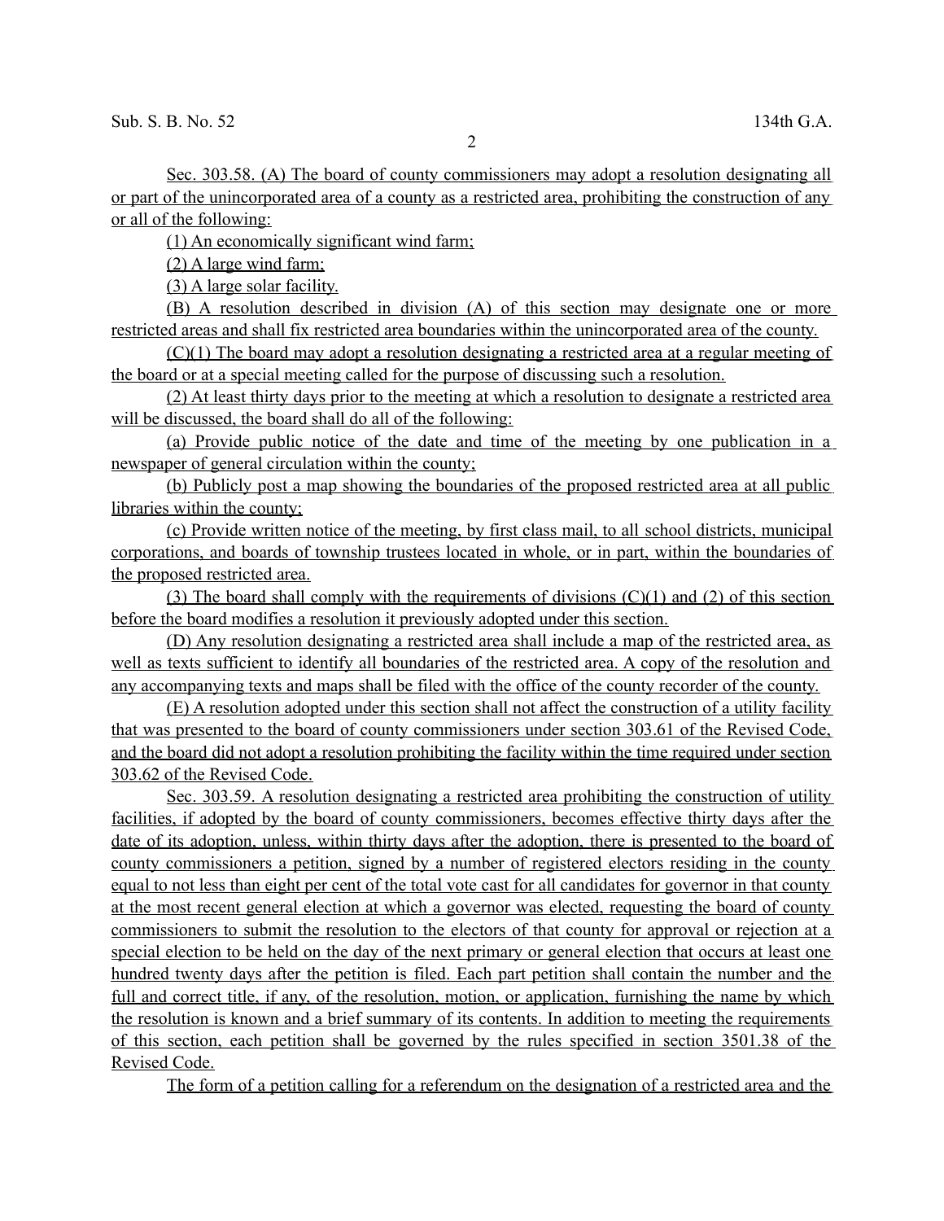Sec. 303.58. (A) The board of county commissioners may adopt a resolution designating all or part of the unincorporated area of a county as a restricted area, prohibiting the construction of any or all of the following:

(1) An economically significant wind farm;

(2) A large wind farm;

(3) A large solar facility.

(B) A resolution described in division (A) of this section may designate one or more restricted areas and shall fix restricted area boundaries within the unincorporated area of the county.

(C)(1) The board may adopt a resolution designating a restricted area at a regular meeting of the board or at a special meeting called for the purpose of discussing such a resolution.

(2) At least thirty days prior to the meeting at which a resolution to designate a restricted area will be discussed, the board shall do all of the following:

(a) Provide public notice of the date and time of the meeting by one publication in a newspaper of general circulation within the county;

(b) Publicly post a map showing the boundaries of the proposed restricted area at all public libraries within the county;

(c) Provide written notice of the meeting, by first class mail, to all school districts, municipal corporations, and boards of township trustees located in whole, or in part, within the boundaries of the proposed restricted area.

(3) The board shall comply with the requirements of divisions (C)(1) and (2) of this section before the board modifies a resolution it previously adopted under this section.

(D) Any resolution designating a restricted area shall include a map of the restricted area, as well as texts sufficient to identify all boundaries of the restricted area. A copy of the resolution and any accompanying texts and maps shall be filed with the office of the county recorder of the county.

(E) A resolution adopted under this section shall not affect the construction of a utility facility that was presented to the board of county commissioners under section 303.61 of the Revised Code, and the board did not adopt a resolution prohibiting the facility within the time required under section 303.62 of the Revised Code.

Sec. 303.59. A resolution designating a restricted area prohibiting the construction of utility facilities, if adopted by the board of county commissioners, becomes effective thirty days after the date of its adoption, unless, within thirty days after the adoption, there is presented to the board of county commissioners a petition, signed by a number of registered electors residing in the county equal to not less than eight per cent of the total vote cast for all candidates for governor in that county at the most recent general election at which a governor was elected, requesting the board of county commissioners to submit the resolution to the electors of that county for approval or rejection at a special election to be held on the day of the next primary or general election that occurs at least one hundred twenty days after the petition is filed. Each part petition shall contain the number and the full and correct title, if any, of the resolution, motion, or application, furnishing the name by which the resolution is known and a brief summary of its contents. In addition to meeting the requirements of this section, each petition shall be governed by the rules specified in section 3501.38 of the Revised Code.

The form of a petition calling for a referendum on the designation of a restricted area and the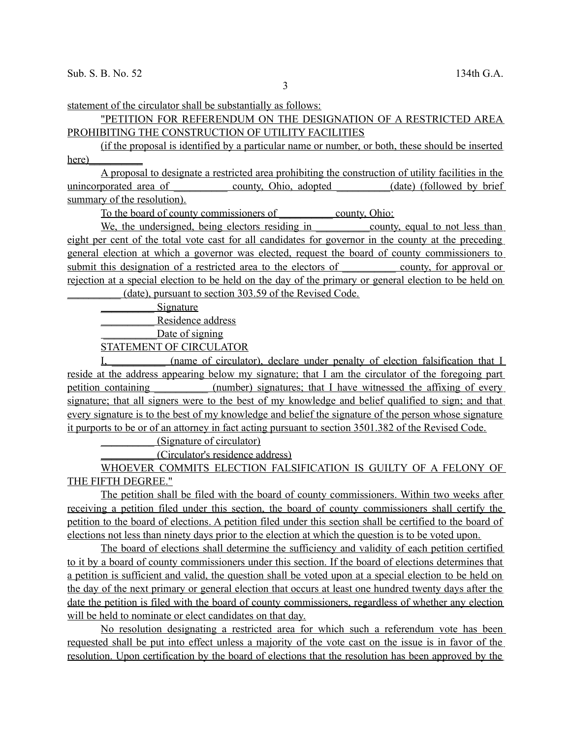statement of the circulator shall be substantially as follows:

"PETITION FOR REFERENDUM ON THE DESIGNATION OF A RESTRICTED AREA PROHIBITING THE CONSTRUCTION OF UTILITY FACILITIES

(if the proposal is identified by a particular name or number, or both, these should be inserted here) __________

A proposal to designate a restricted area prohibiting the construction of utility facilities in the unincorporated area of __________ county, Ohio, adopted __________(date) (followed by brief summary of the resolution).

To the board of county commissioners of __________ county, Ohio:

We, the undersigned, being electors residing in __________county, equal to not less than eight per cent of the total vote cast for all candidates for governor in the county at the preceding general election at which a governor was elected, request the board of county commissioners to submit this designation of a restricted area to the electors of __________ county, for approval or rejection at a special election to be held on the day of the primary or general election to be held on __________ (date), pursuant to section 303.59 of the Revised Code.

__________ Signature

__________ Residence address

__________Date of signing

STATEMENT OF CIRCULATOR

I, __________ (name of circulator), declare under penalty of election falsification that I reside at the address appearing below my signature; that I am the circulator of the foregoing part petition containing __________ (number) signatures; that I have witnessed the affixing of every signature; that all signers were to the best of my knowledge and belief qualified to sign; and that every signature is to the best of my knowledge and belief the signature of the person whose signature it purports to be or of an attorney in fact acting pursuant to section 3501.382 of the Revised Code.

__________(Signature of circulator)

__________(Circulator's residence address)

WHOEVER COMMITS ELECTION FALSIFICATION IS GUILTY OF A FELONY OF THE FIFTH DEGREE."

The petition shall be filed with the board of county commissioners. Within two weeks after receiving a petition filed under this section, the board of county commissioners shall certify the petition to the board of elections. A petition filed under this section shall be certified to the board of elections not less than ninety days prior to the election at which the question is to be voted upon.

The board of elections shall determine the sufficiency and validity of each petition certified to it by a board of county commissioners under this section. If the board of elections determines that a petition is sufficient and valid, the question shall be voted upon at a special election to be held on the day of the next primary or general election that occurs at least one hundred twenty days after the date the petition is filed with the board of county commissioners, regardless of whether any election will be held to nominate or elect candidates on that day.

No resolution designating a restricted area for which such a referendum vote has been requested shall be put into effect unless a majority of the vote cast on the issue is in favor of the resolution. Upon certification by the board of elections that the resolution has been approved by the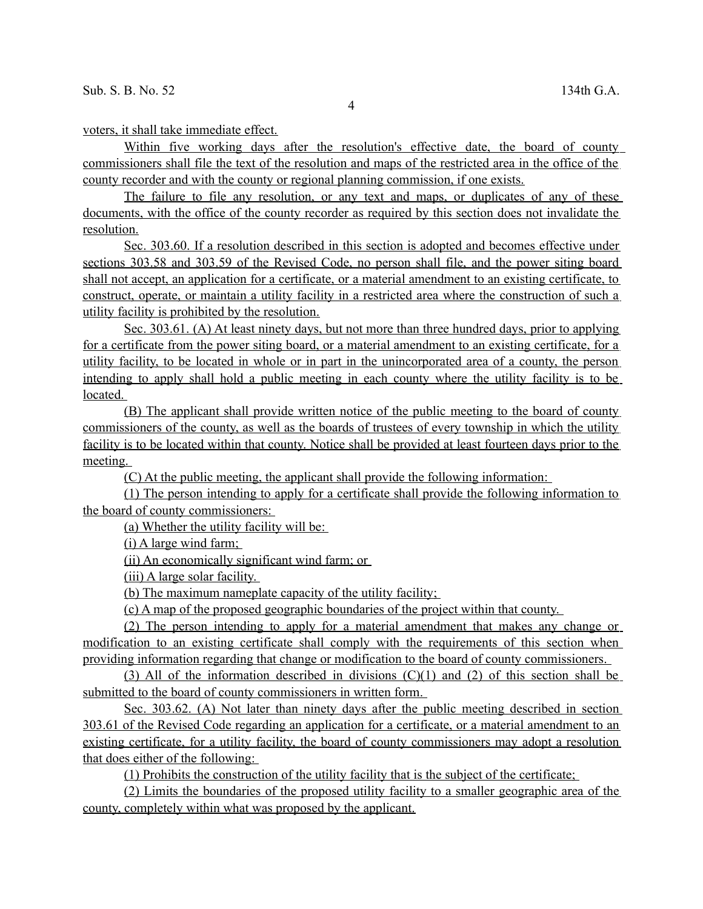voters, it shall take immediate effect.

Within five working days after the resolution's effective date, the board of county commissioners shall file the text of the resolution and maps of the restricted area in the office of the county recorder and with the county or regional planning commission, if one exists.

The failure to file any resolution, or any text and maps, or duplicates of any of these documents, with the office of the county recorder as required by this section does not invalidate the resolution.

Sec. 303.60. If a resolution described in this section is adopted and becomes effective under sections 303.58 and 303.59 of the Revised Code, no person shall file, and the power siting board shall not accept, an application for a certificate, or a material amendment to an existing certificate, to construct, operate, or maintain a utility facility in a restricted area where the construction of such a utility facility is prohibited by the resolution.

Sec. 303.61. (A) At least ninety days, but not more than three hundred days, prior to applying for a certificate from the power siting board, or a material amendment to an existing certificate, for a utility facility, to be located in whole or in part in the unincorporated area of a county, the person intending to apply shall hold a public meeting in each county where the utility facility is to be located.

(B) The applicant shall provide written notice of the public meeting to the board of county commissioners of the county, as well as the boards of trustees of every township in which the utility facility is to be located within that county. Notice shall be provided at least fourteen days prior to the meeting.

(C) At the public meeting, the applicant shall provide the following information:

(1) The person intending to apply for a certificate shall provide the following information to the board of county commissioners:

(a) Whether the utility facility will be:

(i) A large wind farm;

(ii) An economically significant wind farm; or

(iii) A large solar facility.

(b) The maximum nameplate capacity of the utility facility;

(c) A map of the proposed geographic boundaries of the project within that county.

(2) The person intending to apply for a material amendment that makes any change or modification to an existing certificate shall comply with the requirements of this section when providing information regarding that change or modification to the board of county commissioners.

(3) All of the information described in divisions (C)(1) and (2) of this section shall be submitted to the board of county commissioners in written form.

Sec. 303.62. (A) Not later than ninety days after the public meeting described in section 303.61 of the Revised Code regarding an application for a certificate, or a material amendment to an existing certificate, for a utility facility, the board of county commissioners may adopt a resolution that does either of the following:

(1) Prohibits the construction of the utility facility that is the subject of the certificate;

(2) Limits the boundaries of the proposed utility facility to a smaller geographic area of the county, completely within what was proposed by the applicant.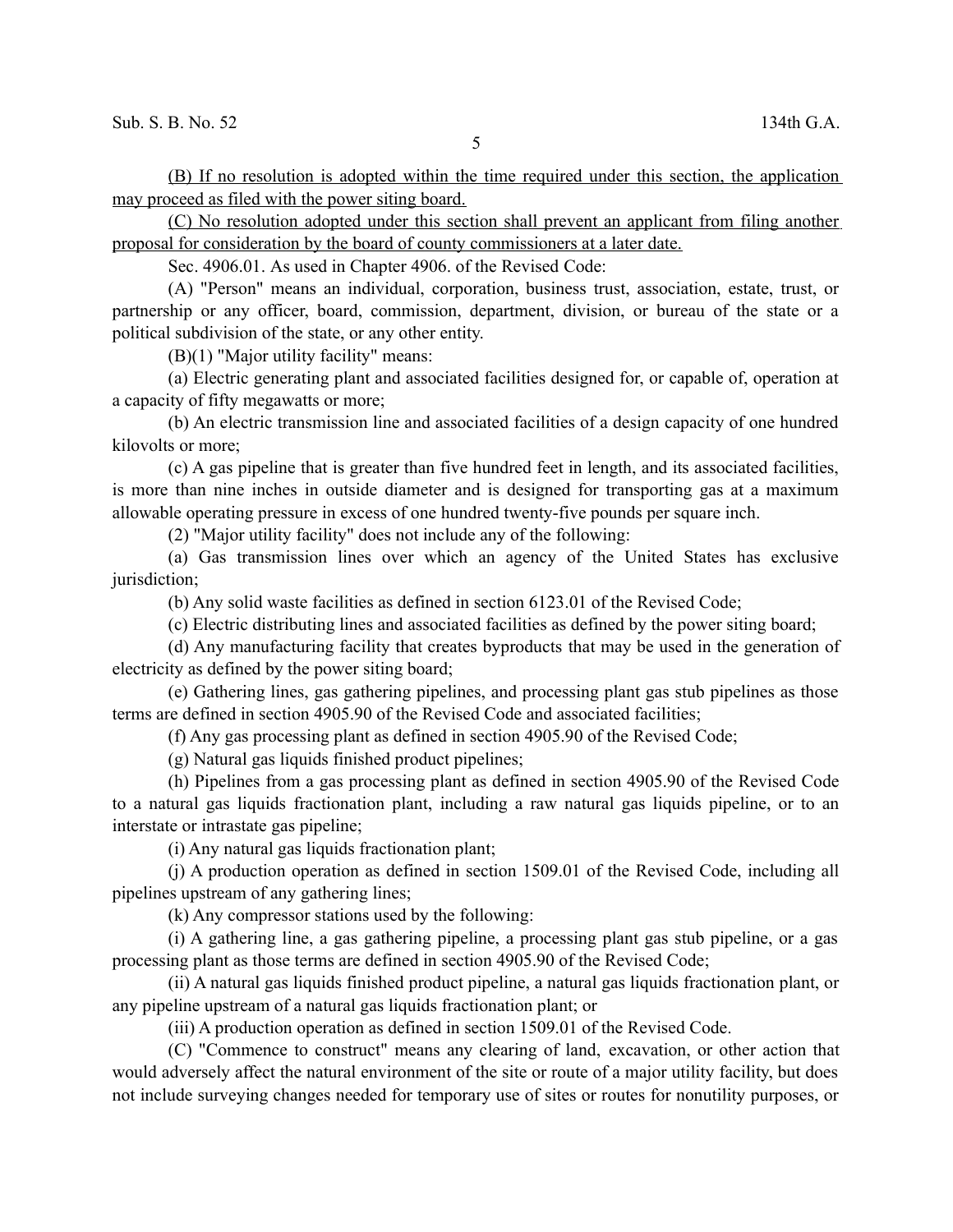(B) If no resolution is adopted within the time required under this section, the application may proceed as filed with the power siting board.

(C) No resolution adopted under this section shall prevent an applicant from filing another proposal for consideration by the board of county commissioners at a later date.

Sec. 4906.01. As used in Chapter 4906. of the Revised Code:

(A) "Person" means an individual, corporation, business trust, association, estate, trust, or partnership or any officer, board, commission, department, division, or bureau of the state or a political subdivision of the state, or any other entity.

(B)(1) "Major utility facility" means:

(a) Electric generating plant and associated facilities designed for, or capable of, operation at a capacity of fifty megawatts or more;

(b) An electric transmission line and associated facilities of a design capacity of one hundred kilovolts or more;

(c) A gas pipeline that is greater than five hundred feet in length, and its associated facilities, is more than nine inches in outside diameter and is designed for transporting gas at a maximum allowable operating pressure in excess of one hundred twenty-five pounds per square inch.

(2) "Major utility facility" does not include any of the following:

(a) Gas transmission lines over which an agency of the United States has exclusive jurisdiction;

(b) Any solid waste facilities as defined in section 6123.01 of the Revised Code;

(c) Electric distributing lines and associated facilities as defined by the power siting board;

(d) Any manufacturing facility that creates byproducts that may be used in the generation of electricity as defined by the power siting board;

(e) Gathering lines, gas gathering pipelines, and processing plant gas stub pipelines as those terms are defined in section 4905.90 of the Revised Code and associated facilities;

(f) Any gas processing plant as defined in section 4905.90 of the Revised Code;

(g) Natural gas liquids finished product pipelines;

(h) Pipelines from a gas processing plant as defined in section 4905.90 of the Revised Code to a natural gas liquids fractionation plant, including a raw natural gas liquids pipeline, or to an interstate or intrastate gas pipeline;

(i) Any natural gas liquids fractionation plant;

(j) A production operation as defined in section 1509.01 of the Revised Code, including all pipelines upstream of any gathering lines;

(k) Any compressor stations used by the following:

(i) A gathering line, a gas gathering pipeline, a processing plant gas stub pipeline, or a gas processing plant as those terms are defined in section 4905.90 of the Revised Code;

(ii) A natural gas liquids finished product pipeline, a natural gas liquids fractionation plant, or any pipeline upstream of a natural gas liquids fractionation plant; or

(iii) A production operation as defined in section 1509.01 of the Revised Code.

(C) "Commence to construct" means any clearing of land, excavation, or other action that would adversely affect the natural environment of the site or route of a major utility facility, but does not include surveying changes needed for temporary use of sites or routes for nonutility purposes, or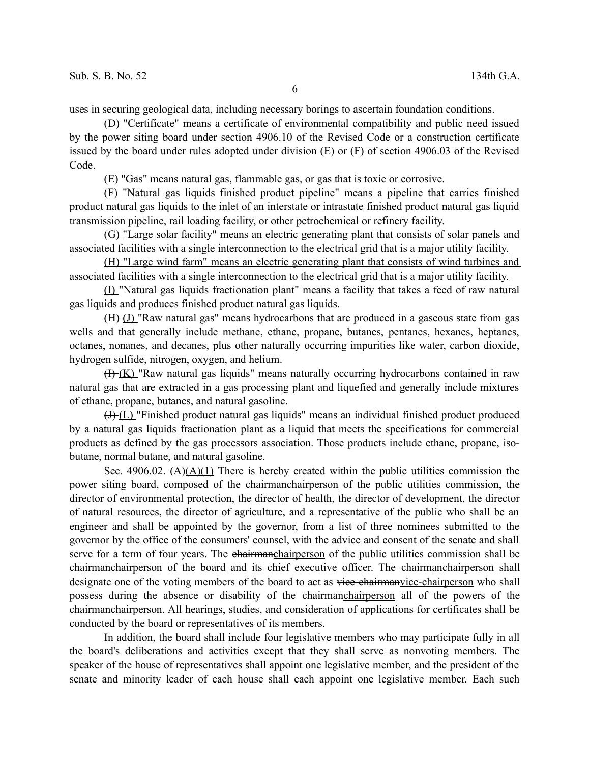uses in securing geological data, including necessary borings to ascertain foundation conditions.

(D) "Certificate" means a certificate of environmental compatibility and public need issued by the power siting board under section 4906.10 of the Revised Code or a construction certificate issued by the board under rules adopted under division (E) or (F) of section 4906.03 of the Revised Code.

(E) "Gas" means natural gas, flammable gas, or gas that is toxic or corrosive.

(F) "Natural gas liquids finished product pipeline" means a pipeline that carries finished product natural gas liquids to the inlet of an interstate or intrastate finished product natural gas liquid transmission pipeline, rail loading facility, or other petrochemical or refinery facility.

(G) "Large solar facility" means an electric generating plant that consists of solar panels and associated facilities with a single interconnection to the electrical grid that is a major utility facility.

(H) "Large wind farm" means an electric generating plant that consists of wind turbines and associated facilities with a single interconnection to the electrical grid that is a major utility facility.

(I) "Natural gas liquids fractionation plant" means a facility that takes a feed of raw natural gas liquids and produces finished product natural gas liquids.

~~(H)~~ (J) "Raw natural gas" means hydrocarbons that are produced in a gaseous state from gas wells and that generally include methane, ethane, propane, butanes, pentanes, hexanes, heptanes, octanes, nonanes, and decanes, plus other naturally occurring impurities like water, carbon dioxide, hydrogen sulfide, nitrogen, oxygen, and helium.

~~(I)~~ (K) "Raw natural gas liquids" means naturally occurring hydrocarbons contained in raw natural gas that are extracted in a gas processing plant and liquefied and generally include mixtures of ethane, propane, butanes, and natural gasoline.

~~(J)~~ (L) "Finished product natural gas liquids" means an individual finished product produced by a natural gas liquids fractionation plant as a liquid that meets the specifications for commercial products as defined by the gas processors association. Those products include ethane, propane, iso-butane, normal butane, and natural gasoline.

Sec. 4906.02. ~~(A)~~(A)(1) There is hereby created within the public utilities commission the power siting board, composed of the ~~chairman~~chairperson of the public utilities commission, the director of environmental protection, the director of health, the director of development, the director of natural resources, the director of agriculture, and a representative of the public who shall be an engineer and shall be appointed by the governor, from a list of three nominees submitted to the governor by the office of the consumers' counsel, with the advice and consent of the senate and shall serve for a term of four years. The ~~chairman~~chairperson of the public utilities commission shall be ~~chairman~~chairperson of the board and its chief executive officer. The ~~chairman~~chairperson shall designate one of the voting members of the board to act as ~~vice-chairman~~vice-chairperson who shall possess during the absence or disability of the ~~chairman~~chairperson all of the powers of the ~~chairman~~chairperson. All hearings, studies, and consideration of applications for certificates shall be conducted by the board or representatives of its members.

In addition, the board shall include four legislative members who may participate fully in all the board's deliberations and activities except that they shall serve as nonvoting members. The speaker of the house of representatives shall appoint one legislative member, and the president of the senate and minority leader of each house shall each appoint one legislative member. Each such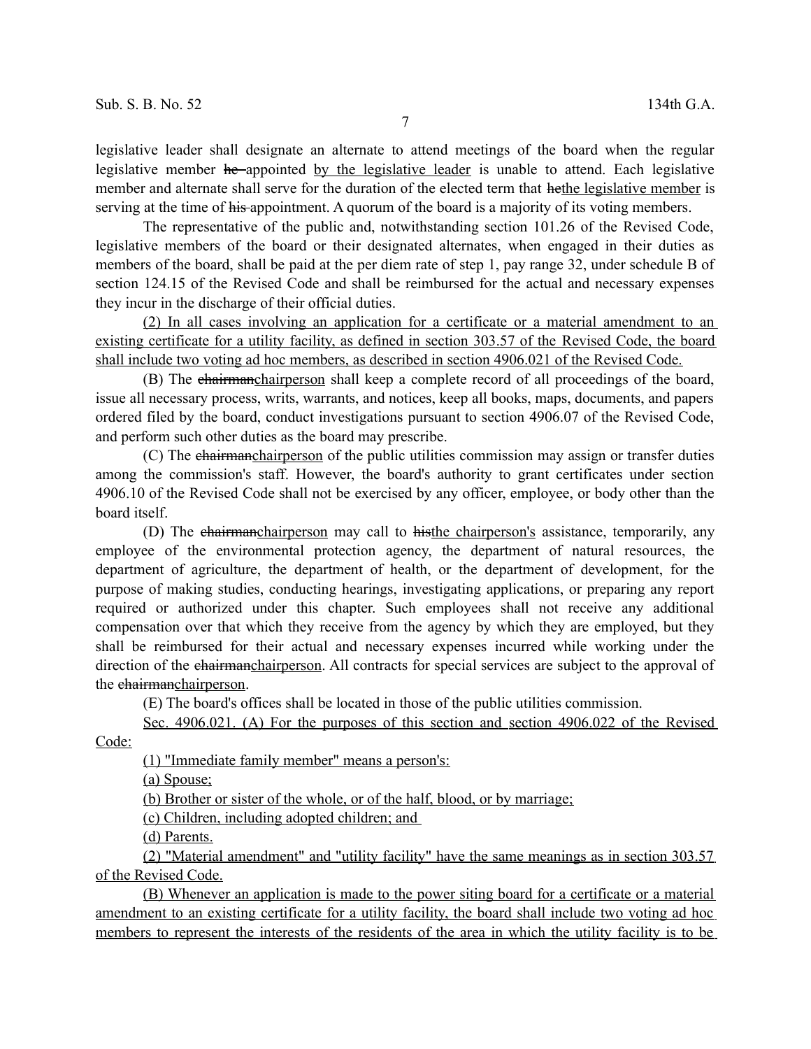legislative leader shall designate an alternate to attend meetings of the board when the regular legislative member ~~he~~ appointed by the legislative leader is unable to attend. Each legislative member and alternate shall serve for the duration of the elected term that ~~he~~the legislative member is serving at the time of ~~his~~ appointment. A quorum of the board is a majority of its voting members.

The representative of the public and, notwithstanding section 101.26 of the Revised Code, legislative members of the board or their designated alternates, when engaged in their duties as members of the board, shall be paid at the per diem rate of step 1, pay range 32, under schedule B of section 124.15 of the Revised Code and shall be reimbursed for the actual and necessary expenses they incur in the discharge of their official duties.

(2) In all cases involving an application for a certificate or a material amendment to an existing certificate for a utility facility, as defined in section 303.57 of the Revised Code, the board shall include two voting ad hoc members, as described in section 4906.021 of the Revised Code.

(B) The ~~chairman~~chairperson shall keep a complete record of all proceedings of the board, issue all necessary process, writs, warrants, and notices, keep all books, maps, documents, and papers ordered filed by the board, conduct investigations pursuant to section 4906.07 of the Revised Code, and perform such other duties as the board may prescribe.

(C) The ~~chairman~~chairperson of the public utilities commission may assign or transfer duties among the commission's staff. However, the board's authority to grant certificates under section 4906.10 of the Revised Code shall not be exercised by any officer, employee, or body other than the board itself.

(D) The ~~chairman~~chairperson may call to ~~his~~the chairperson's assistance, temporarily, any employee of the environmental protection agency, the department of natural resources, the department of agriculture, the department of health, or the department of development, for the purpose of making studies, conducting hearings, investigating applications, or preparing any report required or authorized under this chapter. Such employees shall not receive any additional compensation over that which they receive from the agency by which they are employed, but they shall be reimbursed for their actual and necessary expenses incurred while working under the direction of the ~~chairman~~chairperson. All contracts for special services are subject to the approval of the ~~chairman~~chairperson.

(E) The board's offices shall be located in those of the public utilities commission.

Sec. 4906.021. (A) For the purposes of this section and section 4906.022 of the Revised Code:

(1) "Immediate family member" means a person's:

(a) Spouse;

(b) Brother or sister of the whole, or of the half, blood, or by marriage;

(c) Children, including adopted children; and

(d) Parents.

(2) "Material amendment" and "utility facility" have the same meanings as in section 303.57 of the Revised Code.

(B) Whenever an application is made to the power siting board for a certificate or a material amendment to an existing certificate for a utility facility, the board shall include two voting ad hoc members to represent the interests of the residents of the area in which the utility facility is to be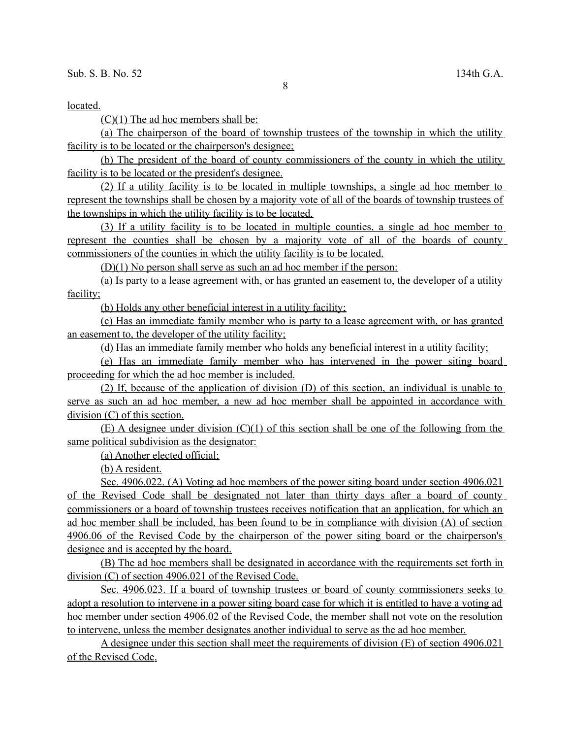located.

(C)(1) The ad hoc members shall be:

(a) The chairperson of the board of township trustees of the township in which the utility facility is to be located or the chairperson's designee;

(b) The president of the board of county commissioners of the county in which the utility facility is to be located or the president's designee.

(2) If a utility facility is to be located in multiple townships, a single ad hoc member to represent the townships shall be chosen by a majority vote of all of the boards of township trustees of the townships in which the utility facility is to be located.

(3) If a utility facility is to be located in multiple counties, a single ad hoc member to represent the counties shall be chosen by a majority vote of all of the boards of county commissioners of the counties in which the utility facility is to be located.

(D)(1) No person shall serve as such an ad hoc member if the person:

(a) Is party to a lease agreement with, or has granted an easement to, the developer of a utility facility;

(b) Holds any other beneficial interest in a utility facility;

(c) Has an immediate family member who is party to a lease agreement with, or has granted an easement to, the developer of the utility facility;

(d) Has an immediate family member who holds any beneficial interest in a utility facility;

(e) Has an immediate family member who has intervened in the power siting board proceeding for which the ad hoc member is included.

(2) If, because of the application of division (D) of this section, an individual is unable to serve as such an ad hoc member, a new ad hoc member shall be appointed in accordance with division (C) of this section.

(E) A designee under division (C)(1) of this section shall be one of the following from the same political subdivision as the designator:

(a) Another elected official;

(b) A resident.

Sec. 4906.022. (A) Voting ad hoc members of the power siting board under section 4906.021 of the Revised Code shall be designated not later than thirty days after a board of county commissioners or a board of township trustees receives notification that an application, for which an ad hoc member shall be included, has been found to be in compliance with division (A) of section 4906.06 of the Revised Code by the chairperson of the power siting board or the chairperson's designee and is accepted by the board.

(B) The ad hoc members shall be designated in accordance with the requirements set forth in division (C) of section 4906.021 of the Revised Code.

Sec. 4906.023. If a board of township trustees or board of county commissioners seeks to adopt a resolution to intervene in a power siting board case for which it is entitled to have a voting ad hoc member under section 4906.02 of the Revised Code, the member shall not vote on the resolution to intervene, unless the member designates another individual to serve as the ad hoc member.

A designee under this section shall meet the requirements of division (E) of section 4906.021 of the Revised Code.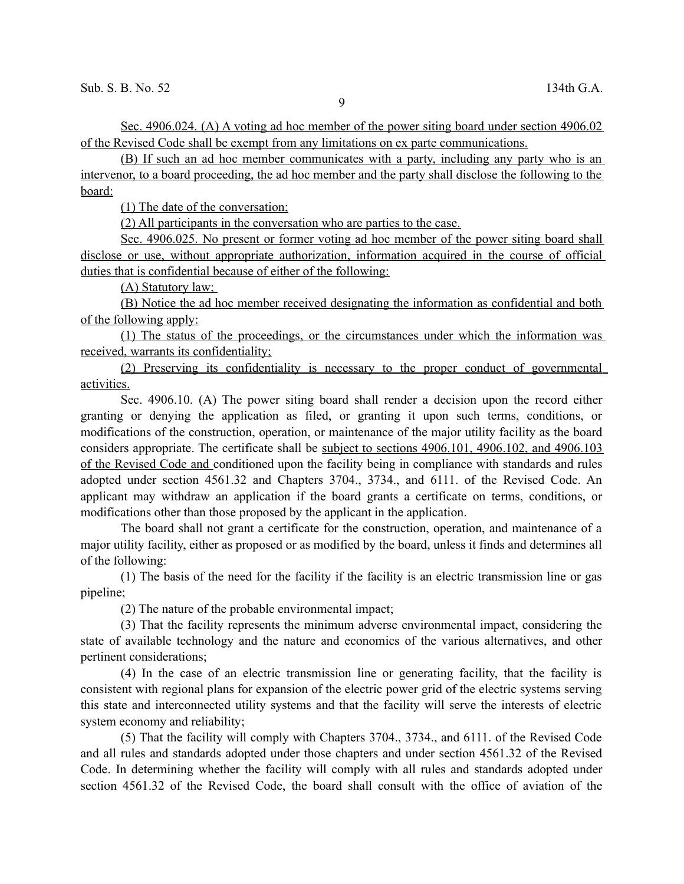Sec. 4906.024. (A) A voting ad hoc member of the power siting board under section 4906.02 of the Revised Code shall be exempt from any limitations on ex parte communications.

(B) If such an ad hoc member communicates with a party, including any party who is an intervenor, to a board proceeding, the ad hoc member and the party shall disclose the following to the board:

(1) The date of the conversation;

(2) All participants in the conversation who are parties to the case.

Sec. 4906.025. No present or former voting ad hoc member of the power siting board shall disclose or use, without appropriate authorization, information acquired in the course of official duties that is confidential because of either of the following:

(A) Statutory law;

(B) Notice the ad hoc member received designating the information as confidential and both of the following apply:

(1) The status of the proceedings, or the circumstances under which the information was received, warrants its confidentiality;

(2) Preserving its confidentiality is necessary to the proper conduct of governmental activities.

Sec. 4906.10. (A) The power siting board shall render a decision upon the record either granting or denying the application as filed, or granting it upon such terms, conditions, or modifications of the construction, operation, or maintenance of the major utility facility as the board considers appropriate. The certificate shall be subject to sections 4906.101, 4906.102, and 4906.103 of the Revised Code and conditioned upon the facility being in compliance with standards and rules adopted under section 4561.32 and Chapters 3704., 3734., and 6111. of the Revised Code. An applicant may withdraw an application if the board grants a certificate on terms, conditions, or modifications other than those proposed by the applicant in the application.

The board shall not grant a certificate for the construction, operation, and maintenance of a major utility facility, either as proposed or as modified by the board, unless it finds and determines all of the following:

(1) The basis of the need for the facility if the facility is an electric transmission line or gas pipeline;

(2) The nature of the probable environmental impact;

(3) That the facility represents the minimum adverse environmental impact, considering the state of available technology and the nature and economics of the various alternatives, and other pertinent considerations;

(4) In the case of an electric transmission line or generating facility, that the facility is consistent with regional plans for expansion of the electric power grid of the electric systems serving this state and interconnected utility systems and that the facility will serve the interests of electric system economy and reliability;

(5) That the facility will comply with Chapters 3704., 3734., and 6111. of the Revised Code and all rules and standards adopted under those chapters and under section 4561.32 of the Revised Code. In determining whether the facility will comply with all rules and standards adopted under section 4561.32 of the Revised Code, the board shall consult with the office of aviation of the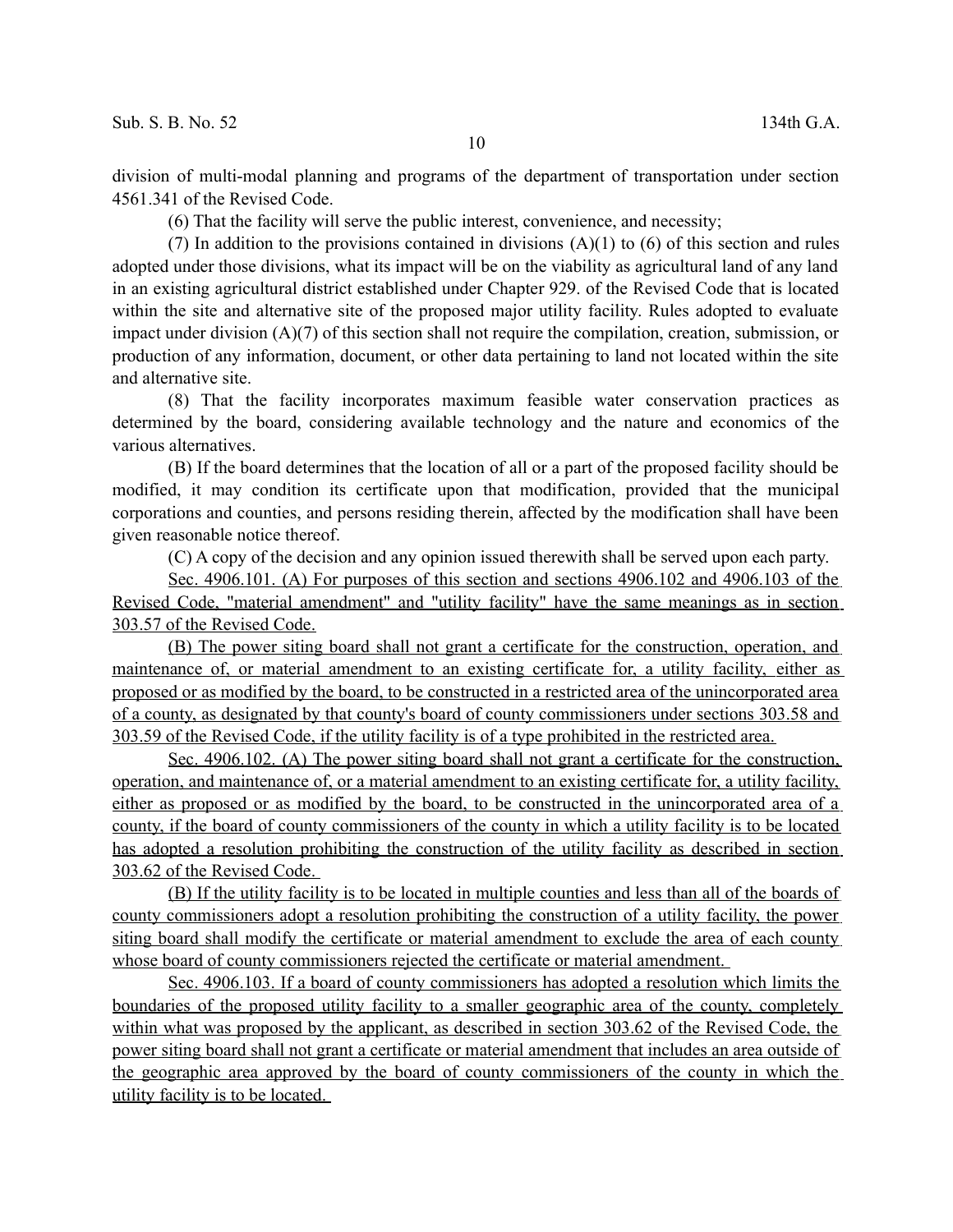division of multi-modal planning and programs of the department of transportation under section 4561.341 of the Revised Code.

(6) That the facility will serve the public interest, convenience, and necessity;

(7) In addition to the provisions contained in divisions (A)(1) to (6) of this section and rules adopted under those divisions, what its impact will be on the viability as agricultural land of any land in an existing agricultural district established under Chapter 929. of the Revised Code that is located within the site and alternative site of the proposed major utility facility. Rules adopted to evaluate impact under division (A)(7) of this section shall not require the compilation, creation, submission, or production of any information, document, or other data pertaining to land not located within the site and alternative site.

(8) That the facility incorporates maximum feasible water conservation practices as determined by the board, considering available technology and the nature and economics of the various alternatives.

(B) If the board determines that the location of all or a part of the proposed facility should be modified, it may condition its certificate upon that modification, provided that the municipal corporations and counties, and persons residing therein, affected by the modification shall have been given reasonable notice thereof.

(C) A copy of the decision and any opinion issued therewith shall be served upon each party.

<u>Sec. 4906.101. (A) For purposes of this section and sections 4906.102 and 4906.103 of the Revised Code, "material amendment" and "utility facility" have the same meanings as in section 303.57 of the Revised Code.</u>

<u>(B) The power siting board shall not grant a certificate for the construction, operation, and maintenance of, or material amendment to an existing certificate for, a utility facility, either as proposed or as modified by the board, to be constructed in a restricted area of the unincorporated area of a county, as designated by that county's board of county commissioners under sections 303.58 and 303.59 of the Revised Code, if the utility facility is of a type prohibited in the restricted area.</u>

<u>Sec. 4906.102. (A) The power siting board shall not grant a certificate for the construction, operation, and maintenance of, or a material amendment to an existing certificate for, a utility facility, either as proposed or as modified by the board, to be constructed in the unincorporated area of a county, if the board of county commissioners of the county in which a utility facility is to be located has adopted a resolution prohibiting the construction of the utility facility as described in section 303.62 of the Revised Code.</u>

<u>(B) If the utility facility is to be located in multiple counties and less than all of the boards of county commissioners adopt a resolution prohibiting the construction of a utility facility, the power siting board shall modify the certificate or material amendment to exclude the area of each county whose board of county commissioners rejected the certificate or material amendment.</u>

<u>Sec. 4906.103. If a board of county commissioners has adopted a resolution which limits the boundaries of the proposed utility facility to a smaller geographic area of the county, completely within what was proposed by the applicant, as described in section 303.62 of the Revised Code, the power siting board shall not grant a certificate or material amendment that includes an area outside of the geographic area approved by the board of county commissioners of the county in which the utility facility is to be located.</u>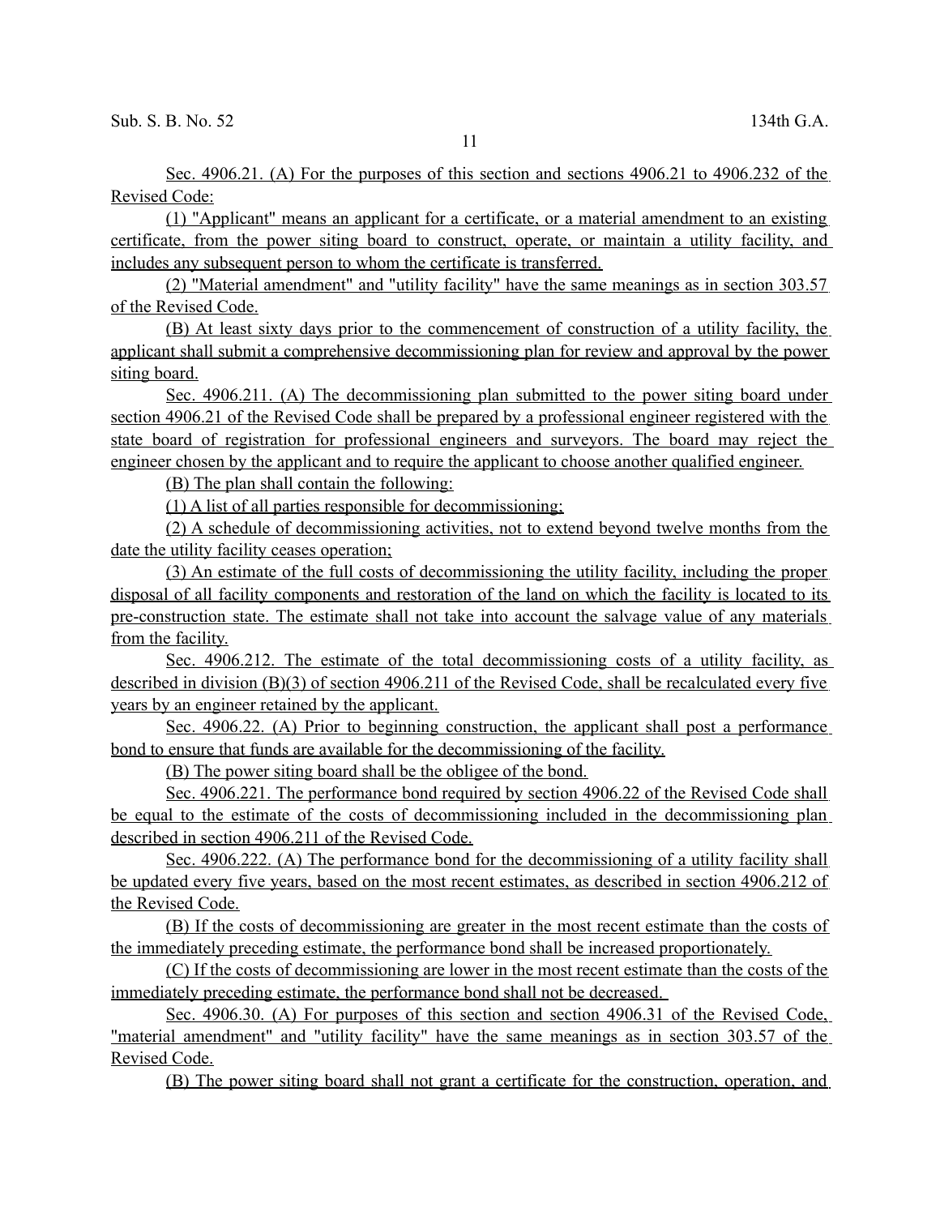Sec. 4906.21. (A) For the purposes of this section and sections 4906.21 to 4906.232 of the Revised Code:

(1) "Applicant" means an applicant for a certificate, or a material amendment to an existing certificate, from the power siting board to construct, operate, or maintain a utility facility, and includes any subsequent person to whom the certificate is transferred.

(2) "Material amendment" and "utility facility" have the same meanings as in section 303.57 of the Revised Code.

(B) At least sixty days prior to the commencement of construction of a utility facility, the applicant shall submit a comprehensive decommissioning plan for review and approval by the power siting board.

Sec. 4906.211. (A) The decommissioning plan submitted to the power siting board under section 4906.21 of the Revised Code shall be prepared by a professional engineer registered with the state board of registration for professional engineers and surveyors. The board may reject the engineer chosen by the applicant and to require the applicant to choose another qualified engineer.

(B) The plan shall contain the following:

(1) A list of all parties responsible for decommissioning;

(2) A schedule of decommissioning activities, not to extend beyond twelve months from the date the utility facility ceases operation;

(3) An estimate of the full costs of decommissioning the utility facility, including the proper disposal of all facility components and restoration of the land on which the facility is located to its pre-construction state. The estimate shall not take into account the salvage value of any materials from the facility.

Sec. 4906.212. The estimate of the total decommissioning costs of a utility facility, as described in division (B)(3) of section 4906.211 of the Revised Code, shall be recalculated every five years by an engineer retained by the applicant.

Sec. 4906.22. (A) Prior to beginning construction, the applicant shall post a performance bond to ensure that funds are available for the decommissioning of the facility.

(B) The power siting board shall be the obligee of the bond.

Sec. 4906.221. The performance bond required by section 4906.22 of the Revised Code shall be equal to the estimate of the costs of decommissioning included in the decommissioning plan described in section 4906.211 of the Revised Code.

Sec. 4906.222. (A) The performance bond for the decommissioning of a utility facility shall be updated every five years, based on the most recent estimates, as described in section 4906.212 of the Revised Code.

(B) If the costs of decommissioning are greater in the most recent estimate than the costs of the immediately preceding estimate, the performance bond shall be increased proportionately.

(C) If the costs of decommissioning are lower in the most recent estimate than the costs of the immediately preceding estimate, the performance bond shall not be decreased.

Sec. 4906.30. (A) For purposes of this section and section 4906.31 of the Revised Code, "material amendment" and "utility facility" have the same meanings as in section 303.57 of the Revised Code.

(B) The power siting board shall not grant a certificate for the construction, operation, and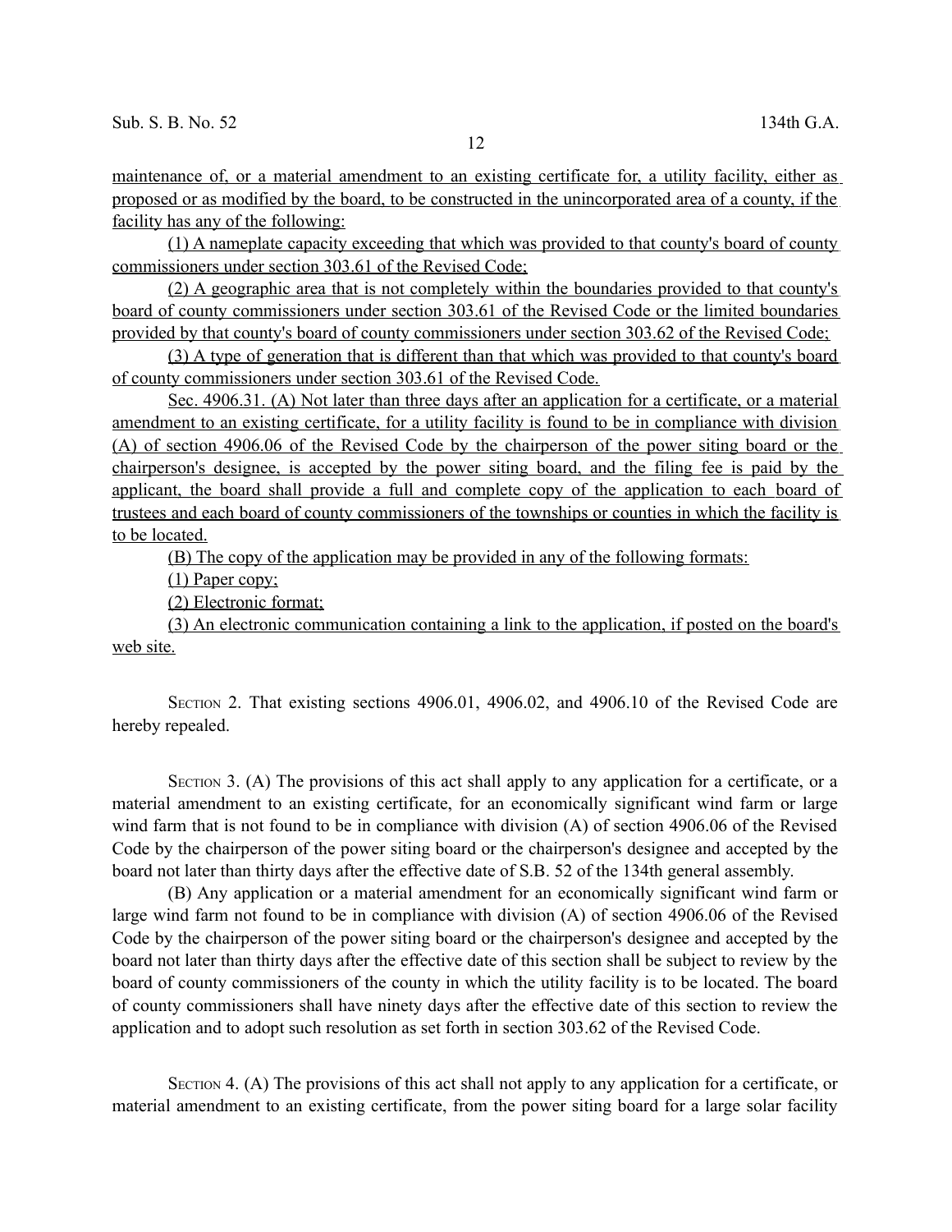maintenance of, or a material amendment to an existing certificate for, a utility facility, either as proposed or as modified by the board, to be constructed in the unincorporated area of a county, if the facility has any of the following:

(1) A nameplate capacity exceeding that which was provided to that county's board of county commissioners under section 303.61 of the Revised Code;

(2) A geographic area that is not completely within the boundaries provided to that county's board of county commissioners under section 303.61 of the Revised Code or the limited boundaries provided by that county's board of county commissioners under section 303.62 of the Revised Code;

(3) A type of generation that is different than that which was provided to that county's board of county commissioners under section 303.61 of the Revised Code.

Sec. 4906.31. (A) Not later than three days after an application for a certificate, or a material amendment to an existing certificate, for a utility facility is found to be in compliance with division (A) of section 4906.06 of the Revised Code by the chairperson of the power siting board or the chairperson's designee, is accepted by the power siting board, and the filing fee is paid by the applicant, the board shall provide a full and complete copy of the application to each board of trustees and each board of county commissioners of the townships or counties in which the facility is to be located.

(B) The copy of the application may be provided in any of the following formats:

(1) Paper copy;

(2) Electronic format;

(3) An electronic communication containing a link to the application, if posted on the board's web site.

SECTION 2. That existing sections 4906.01, 4906.02, and 4906.10 of the Revised Code are hereby repealed.

SECTION 3. (A) The provisions of this act shall apply to any application for a certificate, or a material amendment to an existing certificate, for an economically significant wind farm or large wind farm that is not found to be in compliance with division (A) of section 4906.06 of the Revised Code by the chairperson of the power siting board or the chairperson's designee and accepted by the board not later than thirty days after the effective date of S.B. 52 of the 134th general assembly.

(B) Any application or a material amendment for an economically significant wind farm or large wind farm not found to be in compliance with division (A) of section 4906.06 of the Revised Code by the chairperson of the power siting board or the chairperson's designee and accepted by the board not later than thirty days after the effective date of this section shall be subject to review by the board of county commissioners of the county in which the utility facility is to be located. The board of county commissioners shall have ninety days after the effective date of this section to review the application and to adopt such resolution as set forth in section 303.62 of the Revised Code.

SECTION 4. (A) The provisions of this act shall not apply to any application for a certificate, or material amendment to an existing certificate, from the power siting board for a large solar facility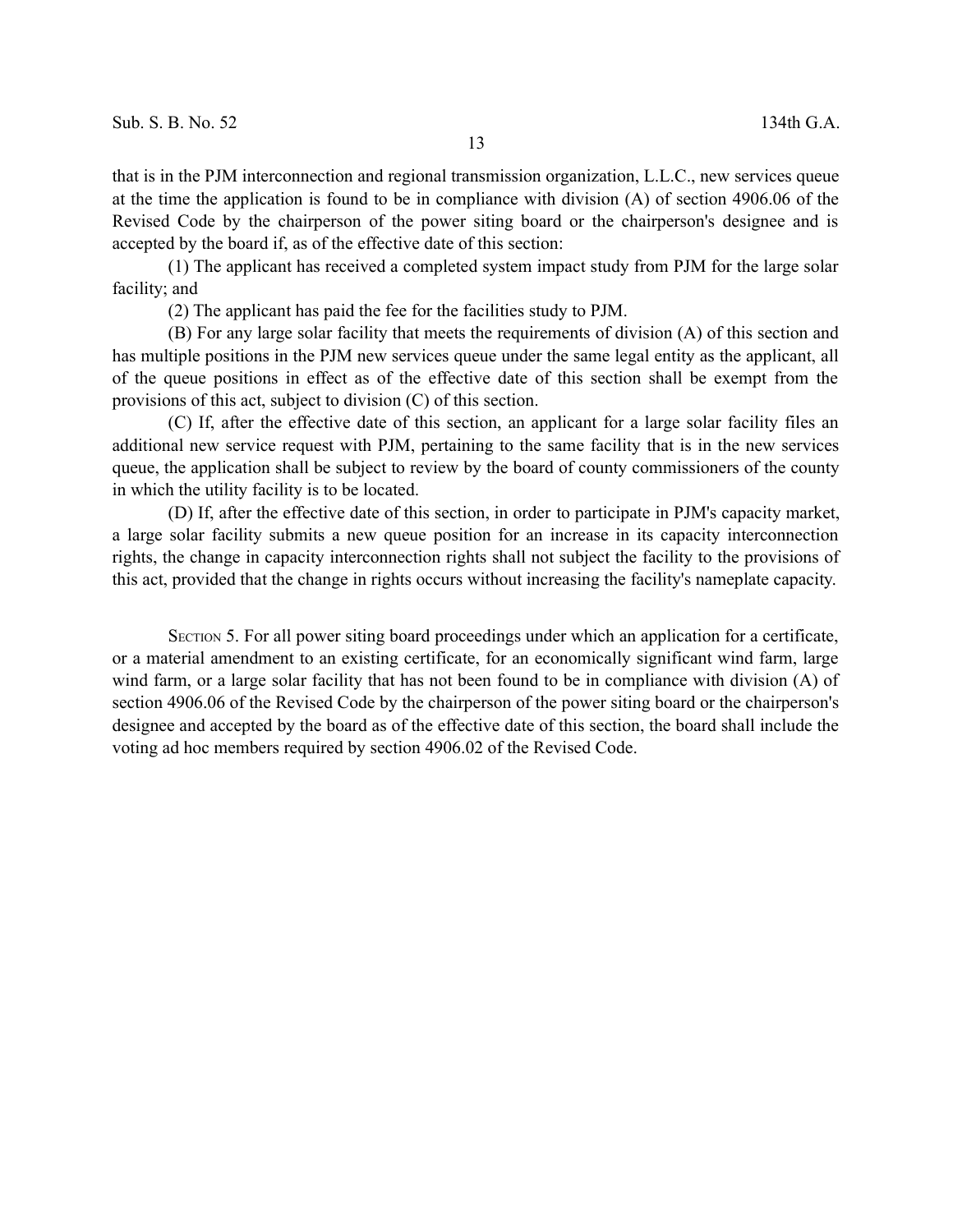that is in the PJM interconnection and regional transmission organization, L.L.C., new services queue at the time the application is found to be in compliance with division (A) of section 4906.06 of the Revised Code by the chairperson of the power siting board or the chairperson's designee and is accepted by the board if, as of the effective date of this section:

(1) The applicant has received a completed system impact study from PJM for the large solar facility; and

(2) The applicant has paid the fee for the facilities study to PJM.

(B) For any large solar facility that meets the requirements of division (A) of this section and has multiple positions in the PJM new services queue under the same legal entity as the applicant, all of the queue positions in effect as of the effective date of this section shall be exempt from the provisions of this act, subject to division (C) of this section.

(C) If, after the effective date of this section, an applicant for a large solar facility files an additional new service request with PJM, pertaining to the same facility that is in the new services queue, the application shall be subject to review by the board of county commissioners of the county in which the utility facility is to be located.

(D) If, after the effective date of this section, in order to participate in PJM's capacity market, a large solar facility submits a new queue position for an increase in its capacity interconnection rights, the change in capacity interconnection rights shall not subject the facility to the provisions of this act, provided that the change in rights occurs without increasing the facility's nameplate capacity.

SECTION 5. For all power siting board proceedings under which an application for a certificate, or a material amendment to an existing certificate, for an economically significant wind farm, large wind farm, or a large solar facility that has not been found to be in compliance with division (A) of section 4906.06 of the Revised Code by the chairperson of the power siting board or the chairperson's designee and accepted by the board as of the effective date of this section, the board shall include the voting ad hoc members required by section 4906.02 of the Revised Code.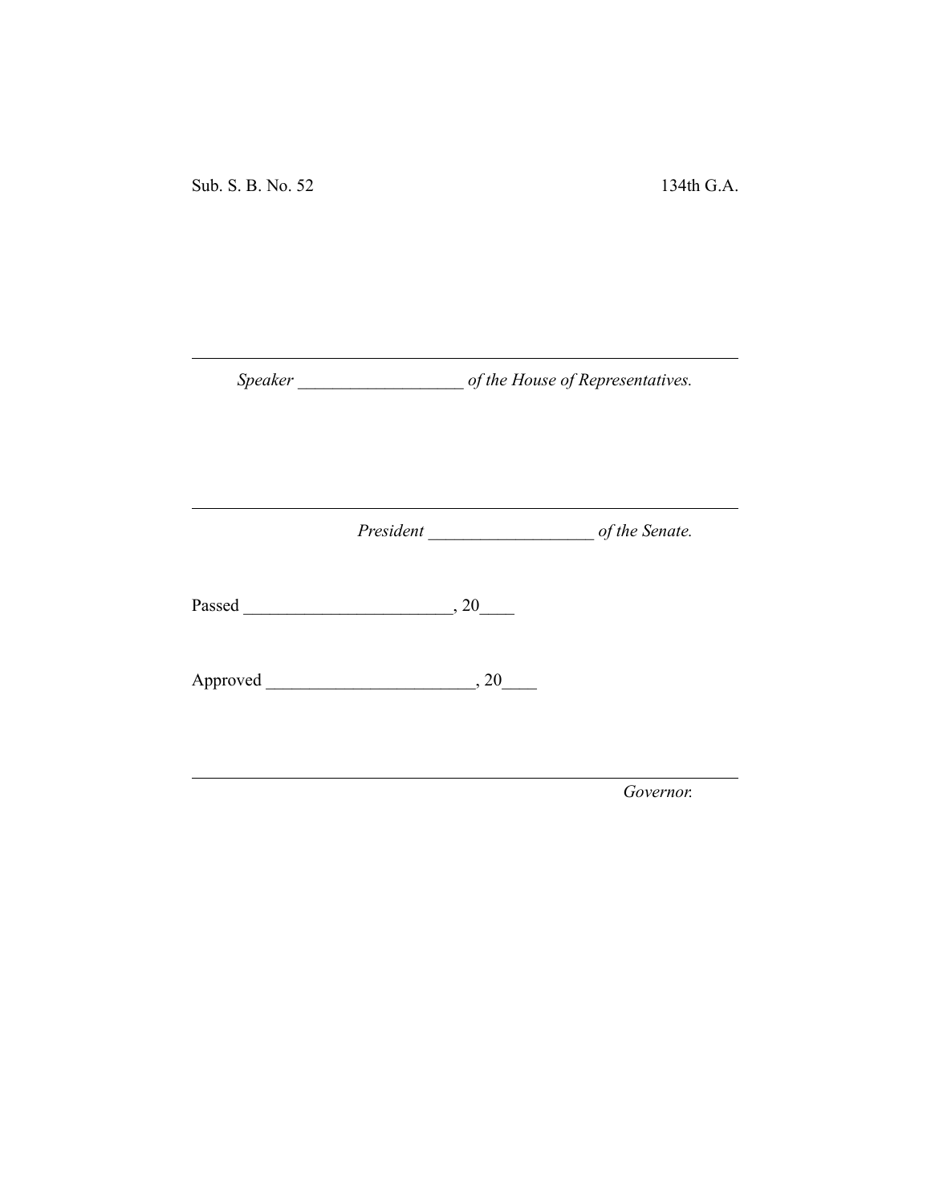Sub. S. B. No. 52 134th G.A.

---

*Speaker* ___________________ *of the House of Representatives.*

---

*President* ___________________ *of the Senate.*

Passed ________________________, 20____

Approved ________________________, 20____

---

*Governor.*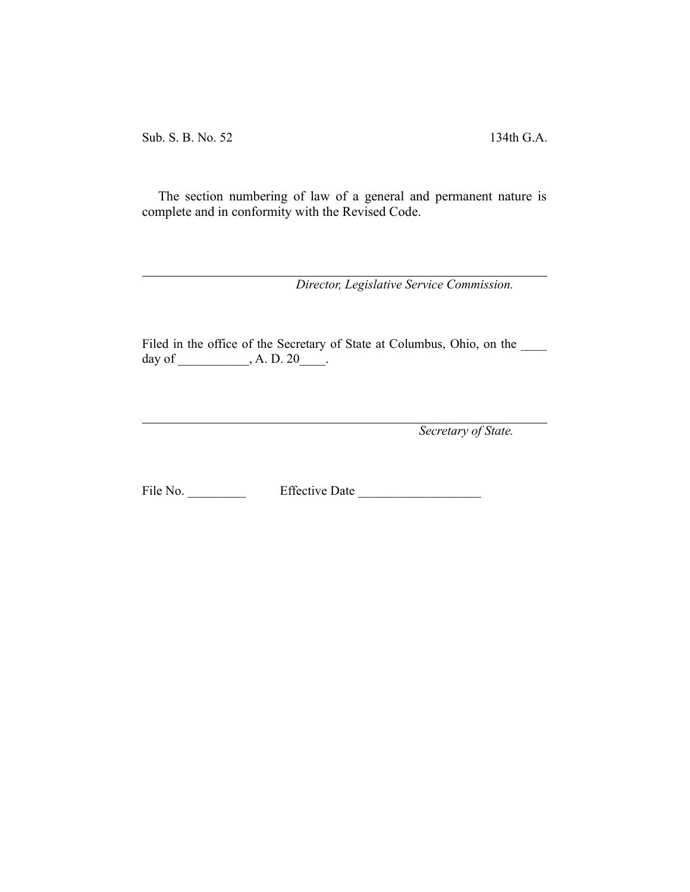Sub. S. B. No. 52 134th G.A.

The section numbering of law of a general and permanent nature is complete and in conformity with the Revised Code.

______________________________________

*Director, Legislative Service Commission.*

Filed in the office of the Secretary of State at Columbus, Ohio, on the ____ day of ___________, A. D. 20____.

______________________________________

*Secretary of State.*

File No. _________ Effective Date ___________________